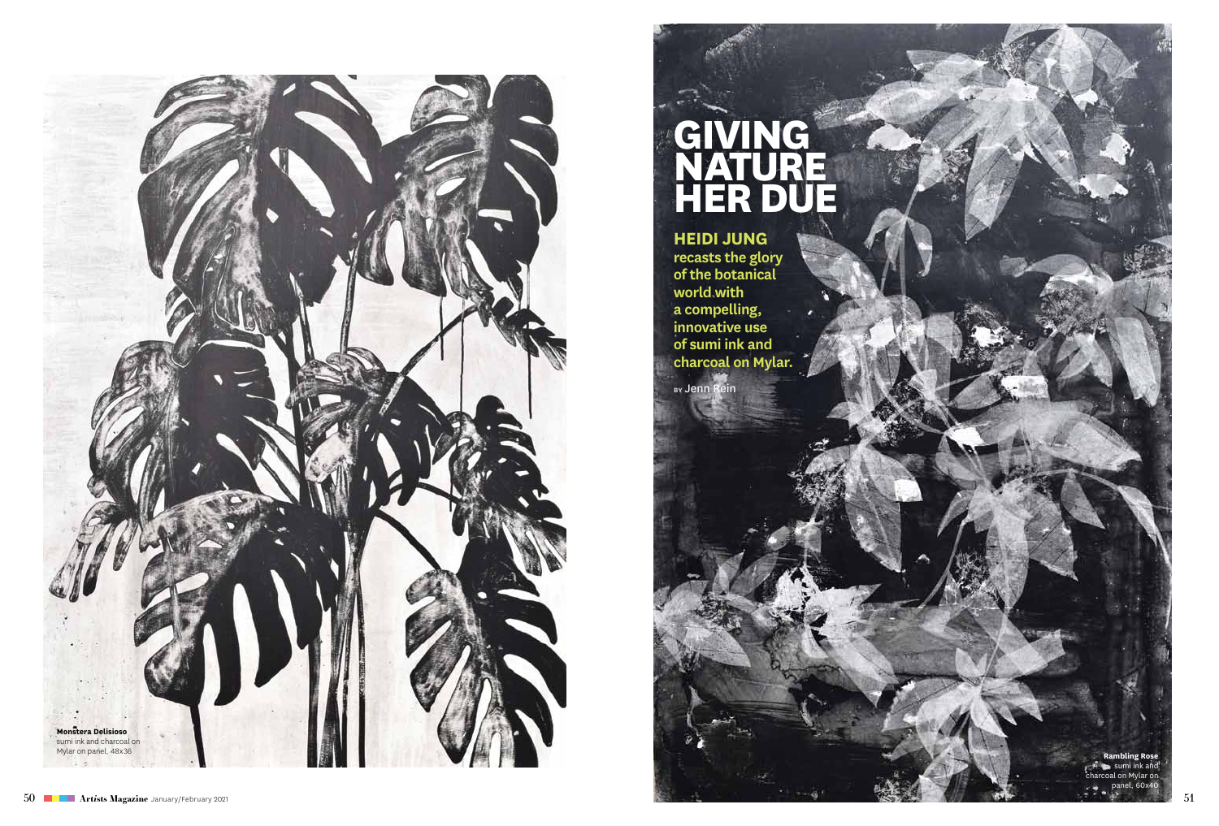# GIVING NATURE HER DUE

**HEIDI JUNG recasts the glory of the botanical world with a compelling, innovative use of sumi ink and charcoal on Mylar.**

BY Jenn Rein

**Monstera Delisioso**
sumi ink and charcoal on Mylar on panel, 48x36

**Rambling Rose**
sumi ink and charcoal on Mylar on panel, 60x40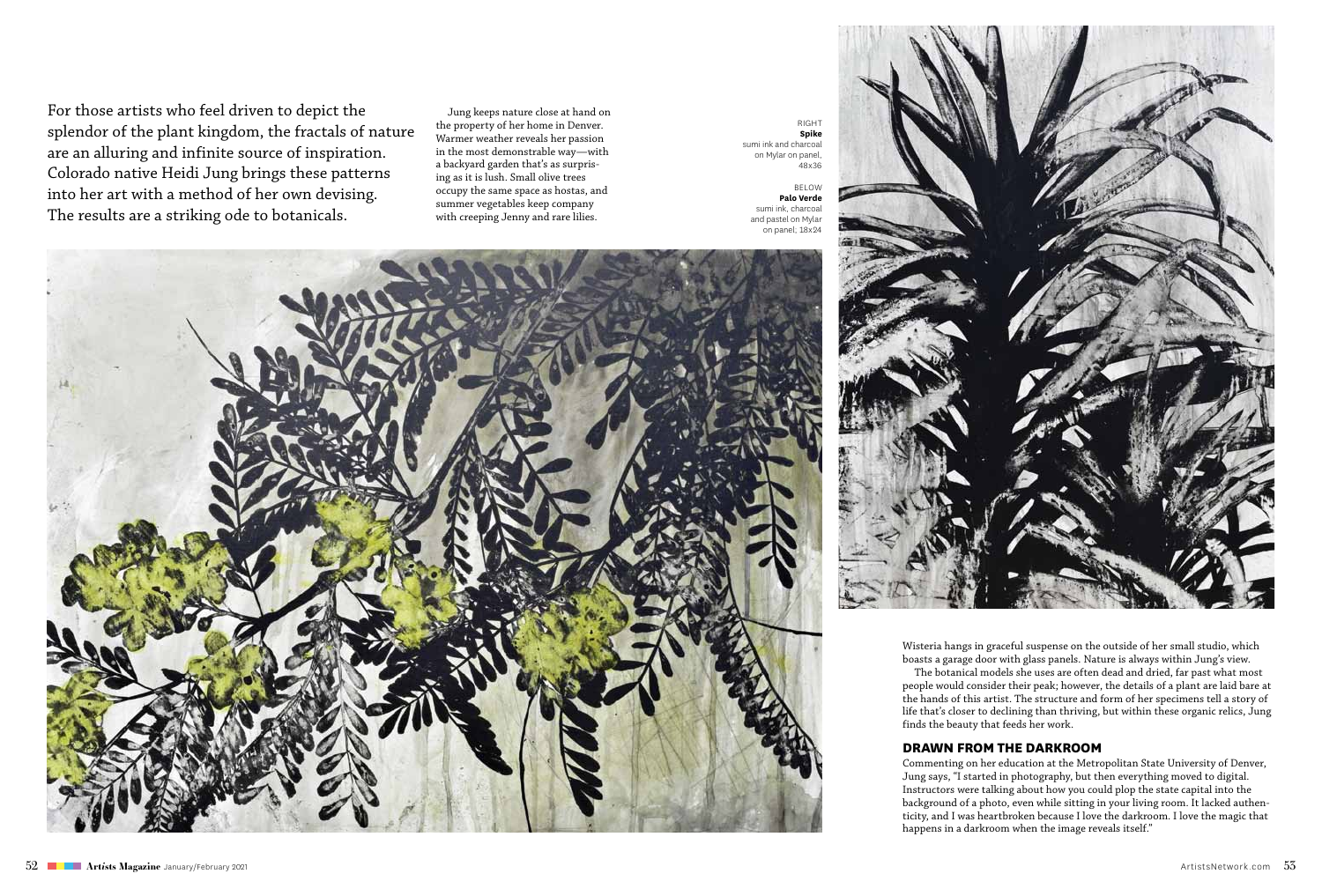For those artists who feel driven to depict the splendor of the plant kingdom, the fractals of nature are an alluring and infinite source of inspiration. Colorado native Heidi Jung brings these patterns into her art with a method of her own devising. The results are a striking ode to botanicals.

Jung keeps nature close at hand on the property of her home in Denver. Warmer weather reveals her passion in the most demonstrable way—with a backyard garden that's as surprising as it is lush. Small olive trees occupy the same space as hostas, and summer vegetables keep company with creeping Jenny and rare lilies.

RIGHT
**Spike**
sumi ink and charcoal on Mylar on panel, 48x36

BELOW
**Palo Verde**
sumi ink, charcoal and pastel on Mylar on panel; 18x24

Wisteria hangs in graceful suspense on the outside of her small studio, which boasts a garage door with glass panels. Nature is always within Jung's view.

The botanical models she uses are often dead and dried, far past what most people would consider their peak; however, the details of a plant are laid bare at the hands of this artist. The structure and form of her specimens tell a story of life that's closer to declining than thriving, but within these organic relics, Jung finds the beauty that feeds her work.

## DRAWN FROM THE DARKROOM

Commenting on her education at the Metropolitan State University of Denver, Jung says, "I started in photography, but then everything moved to digital. Instructors were talking about how you could plop the state capital into the background of a photo, even while sitting in your living room. It lacked authenticity, and I was heartbroken because I love the darkroom. I love the magic that happens in a darkroom when the image reveals itself."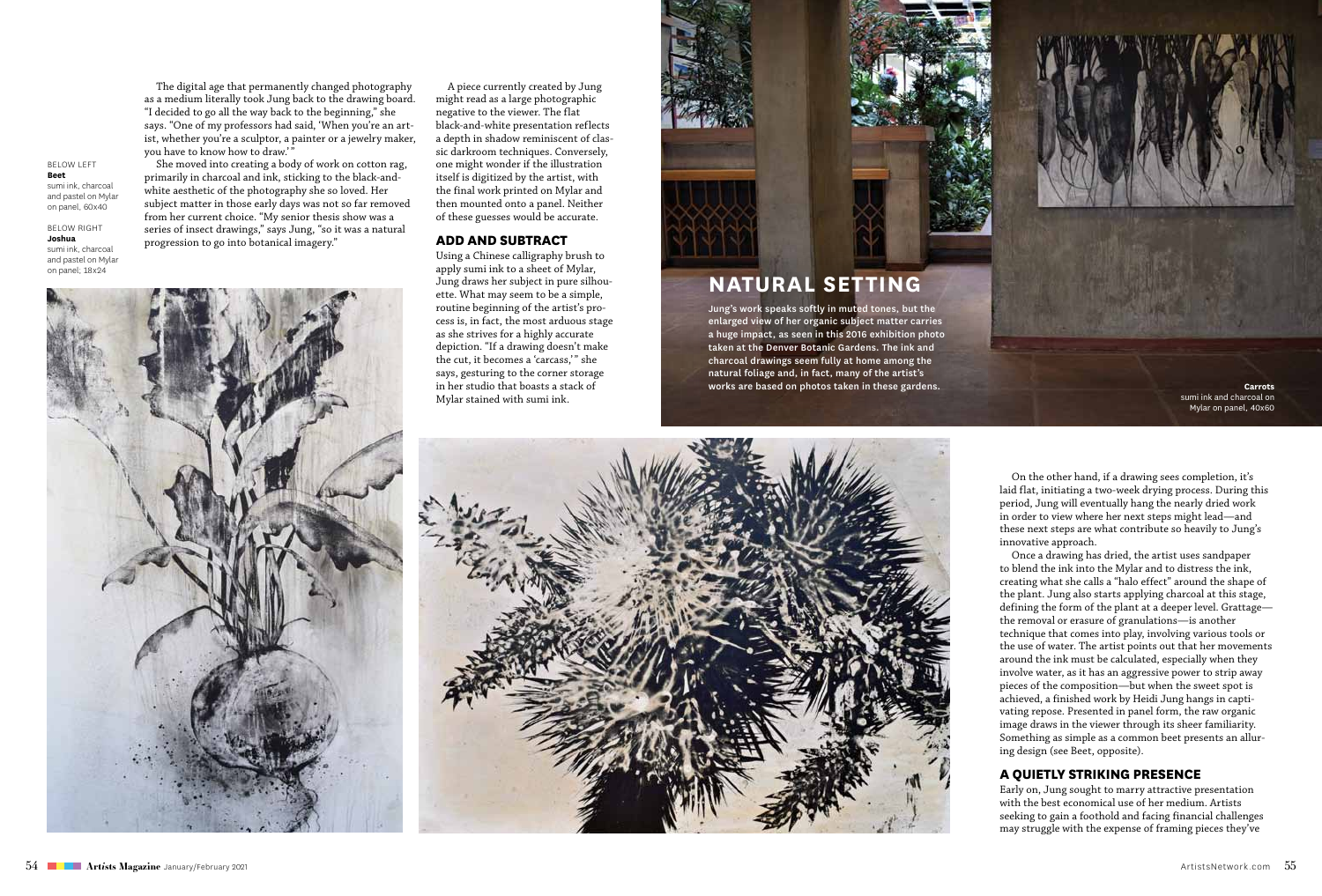The digital age that permanently changed photography as a medium literally took Jung back to the drawing board. "I decided to go all the way back to the beginning," she says. "One of my professors had said, 'When you're an artist, whether you're a sculptor, a painter or a jewelry maker, you have to know how to draw.'"

She moved into creating a body of work on cotton rag, primarily in charcoal and ink, sticking to the black-and-white aesthetic of the photography she so loved. Her subject matter in those early days was not so far removed from her current choice. "My senior thesis show was a series of insect drawings," says Jung, "so it was a natural progression to go into botanical imagery."

BELOW LEFT
**Beet**
sumi ink, charcoal and pastel on Mylar on panel, 60x40

BELOW RIGHT
**Joshua**
sumi ink, charcoal and pastel on Mylar on panel; 18x24

A piece currently created by Jung might read as a large photographic negative to the viewer. The flat black-and-white presentation reflects a depth in shadow reminiscent of classic darkroom techniques. Conversely, one might wonder if the illustration itself is digitized by the artist, with the final work printed on Mylar and then mounted onto a panel. Neither of these guesses would be accurate.

## ADD AND SUBTRACT

Using a Chinese calligraphy brush to apply sumi ink to a sheet of Mylar, Jung draws her subject in pure silhouette. What may seem to be a simple, routine beginning of the artist's process is, in fact, the most arduous stage as she strives for a highly accurate depiction. "If a drawing doesn't make the cut, it becomes a 'carcass,'" she says, gesturing to the corner storage in her studio that boasts a stack of Mylar stained with sumi ink.

## NATURAL SETTING

Jung's work speaks softly in muted tones, but the enlarged view of her organic subject matter carries a huge impact, as seen in this 2016 exhibition photo taken at the Denver Botanic Gardens. The ink and charcoal drawings seem fully at home among the natural foliage and, in fact, many of the artist's works are based on photos taken in these gardens.

**Carrots**
sumi ink and charcoal on Mylar on panel, 40x60

On the other hand, if a drawing sees completion, it's laid flat, initiating a two-week drying process. During this period, Jung will eventually hang the nearly dried work in order to view where her next steps might lead—and these next steps are what contribute so heavily to Jung's innovative approach.

Once a drawing has dried, the artist uses sandpaper to blend the ink into the Mylar and to distress the ink, creating what she calls a "halo effect" around the shape of the plant. Jung also starts applying charcoal at this stage, defining the form of the plant at a deeper level. Grattage—the removal or erasure of granulations—is another technique that comes into play, involving various tools or the use of water. The artist points out that her movements around the ink must be calculated, especially when they involve water, as it has an aggressive power to strip away pieces of the composition—but when the sweet spot is achieved, a finished work by Heidi Jung hangs in captivating repose. Presented in panel form, the raw organic image draws in the viewer through its sheer familiarity. Something as simple as a common beet presents an alluring design (see Beet, opposite).

## A QUIETLY STRIKING PRESENCE

Early on, Jung sought to marry attractive presentation with the best economical use of her medium. Artists seeking to gain a foothold and facing financial challenges may struggle with the expense of framing pieces they've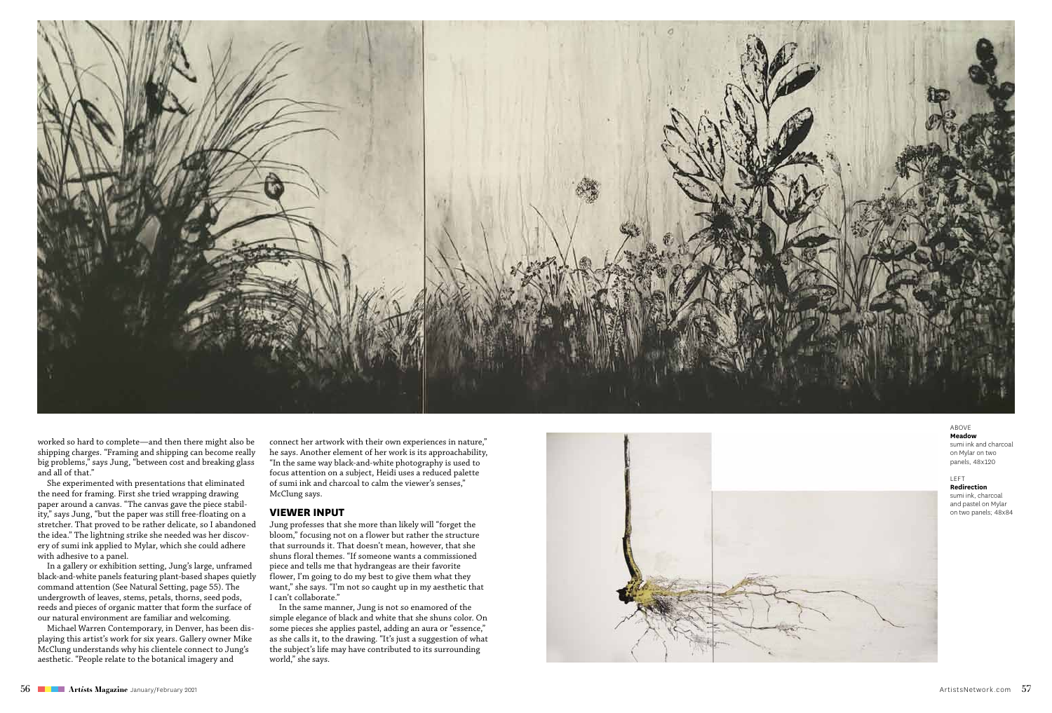worked so hard to complete—and then there might also be shipping charges. "Framing and shipping can become really big problems," says Jung, "between cost and breaking glass and all of that."

She experimented with presentations that eliminated the need for framing. First she tried wrapping drawing paper around a canvas. "The canvas gave the piece stability," says Jung, "but the paper was still free-floating on a stretcher. That proved to be rather delicate, so I abandoned the idea." The lightning strike she needed was her discovery of sumi ink applied to Mylar, which she could adhere with adhesive to a panel.

In a gallery or exhibition setting, Jung's large, unframed black-and-white panels featuring plant-based shapes quietly command attention (See Natural Setting, page 55). The undergrowth of leaves, stems, petals, thorns, seed pods, reeds and pieces of organic matter that form the surface of our natural environment are familiar and welcoming.

Michael Warren Contemporary, in Denver, has been displaying this artist's work for six years. Gallery owner Mike McClung understands why his clientele connect to Jung's aesthetic. "People relate to the botanical imagery and connect her artwork with their own experiences in nature," he says. Another element of her work is its approachability, "In the same way black-and-white photography is used to focus attention on a subject, Heidi uses a reduced palette of sumi ink and charcoal to calm the viewer's senses," McClung says.

## VIEWER INPUT

Jung professes that she more than likely will "forget the bloom," focusing not on a flower but rather the structure that surrounds it. That doesn't mean, however, that she shuns floral themes. "If someone wants a commissioned piece and tells me that hydrangeas are their favorite flower, I'm going to do my best to give them what they want," she says. "I'm not so caught up in my aesthetic that I can't collaborate."

In the same manner, Jung is not so enamored of the simple elegance of black and white that she shuns color. On some pieces she applies pastel, adding an aura or "essence," as she calls it, to the drawing. "It's just a suggestion of what the subject's life may have contributed to its surrounding world," she says.

ABOVE
**Meadow**
sumi ink and charcoal on Mylar on two panels, 48x120

LEFT
**Redirection**
sumi ink, charcoal and pastel on Mylar on two panels; 48x84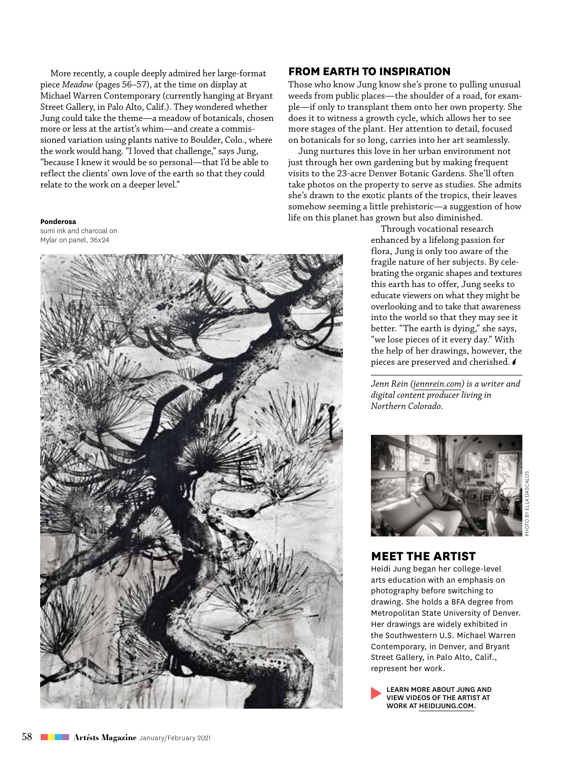More recently, a couple deeply admired her large-format piece *Meadow* (pages 56–57), at the time on display at Michael Warren Contemporary (currently hanging at Bryant Street Gallery, in Palo Alto, Calif.). They wondered whether Jung could take the theme—a meadow of botanicals, chosen more or less at the artist's whim—and create a commissioned variation using plants native to Boulder, Colo., where the work would hang. "I loved that challenge," says Jung, "because I knew it would be so personal—that I'd be able to reflect the clients' own love of the earth so that they could relate to the work on a deeper level."

**Ponderosa**
sumi ink and charcoal on Mylar on panel, 36x24

## FROM EARTH TO INSPIRATION

Those who know Jung know she's prone to pulling unusual weeds from public places—the shoulder of a road, for example—if only to transplant them onto her own property. She does it to witness a growth cycle, which allows her to see more stages of the plant. Her attention to detail, focused on botanicals for so long, carries into her art seamlessly.

Jung nurtures this love in her urban environment not just through her own gardening but by making frequent visits to the 23-acre Denver Botanic Gardens. She'll often take photos on the property to serve as studies. She admits she's drawn to the exotic plants of the tropics, their leaves somehow seeming a little prehistoric—a suggestion of how life on this planet has grown but also diminished.

Through vocational research enhanced by a lifelong passion for flora, Jung is only too aware of the fragile nature of her subjects. By celebrating the organic shapes and textures this earth has to offer, Jung seeks to educate viewers on what they might be overlooking and to take that awareness into the world so that they may see it better. "The earth is dying," she says, "we lose pieces of it every day." With the help of her drawings, however, the pieces are preserved and cherished.

*Jenn Rein (jennrein.com) is a writer and digital content producer living in Northern Colorado.*

PHOTO BY ELLA DASCALOS

## MEET THE ARTIST

Heidi Jung began her college-level arts education with an emphasis on photography before switching to drawing. She holds a BFA degree from Metropolitan State University of Denver. Her drawings are widely exhibited in the Southwestern U.S. Michael Warren Contemporary, in Denver, and Bryant Street Gallery, in Palo Alto, Calif., represent her work.

**LEARN MORE ABOUT JUNG AND VIEW VIDEOS OF THE ARTIST AT WORK AT HEIDIJUNG.COM.**